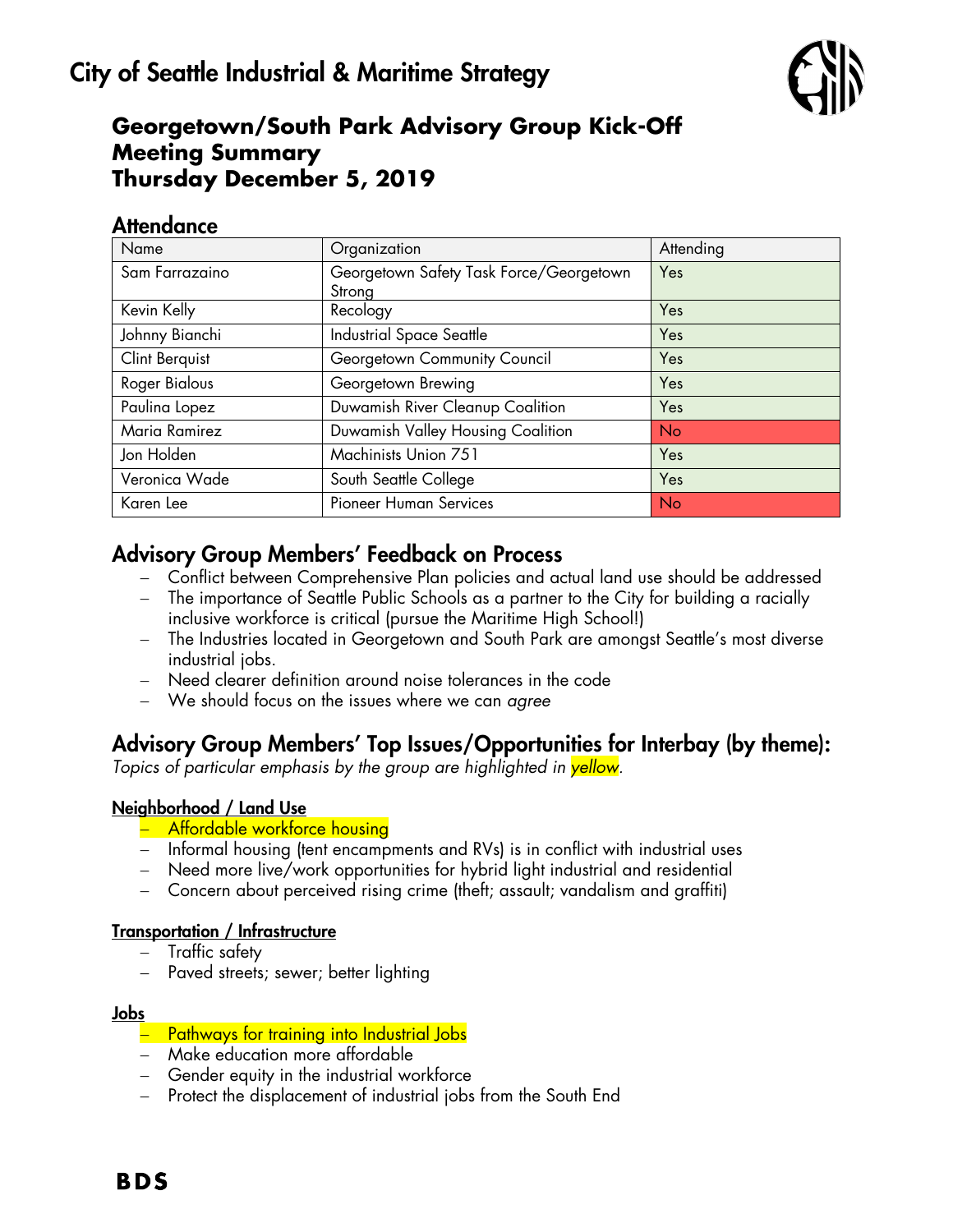# City of Seattle Industrial & Maritime Strategy

## Georgetown/South Park Advisory Group Kick-Off Meeting Summary Thursday December 5, 2019

### Attendance

| Name | Organization | Attending |
|---|---|---|
| Sam Farrazaino | Georgetown Safety Task Force/Georgetown Strong | Yes |
| Kevin Kelly | Recology | Yes |
| Johnny Bianchi | Industrial Space Seattle | Yes |
| Clint Berquist | Georgetown Community Council | Yes |
| Roger Bialous | Georgetown Brewing | Yes |
| Paulina Lopez | Duwamish River Cleanup Coalition | Yes |
| Maria Ramirez | Duwamish Valley Housing Coalition | No |
| Jon Holden | Machinists Union 751 | Yes |
| Veronica Wade | South Seattle College | Yes |
| Karen Lee | Pioneer Human Services | No |

## Advisory Group Members' Feedback on Process

- Conflict between Comprehensive Plan policies and actual land use should be addressed
- The importance of Seattle Public Schools as a partner to the City for building a racially inclusive workforce is critical (pursue the Maritime High School!)
- The Industries located in Georgetown and South Park are amongst Seattle's most diverse industrial jobs.
- Need clearer definition around noise tolerances in the code
- We should focus on the issues where we can *agree*

## Advisory Group Members' Top Issues/Opportunities for Interbay (by theme):

*Topics of particular emphasis by the group are highlighted in yellow.*

**Neighborhood / Land Use**

- Affordable workforce housing
- Informal housing (tent encampments and RVs) is in conflict with industrial uses
- Need more live/work opportunities for hybrid light industrial and residential
- Concern about perceived rising crime (theft; assault; vandalism and graffiti)

**Transportation / Infrastructure**

- Traffic safety
- Paved streets; sewer; better lighting

**Jobs**

- Pathways for training into Industrial Jobs
- Make education more affordable
- Gender equity in the industrial workforce
- Protect the displacement of industrial jobs from the South End

BDS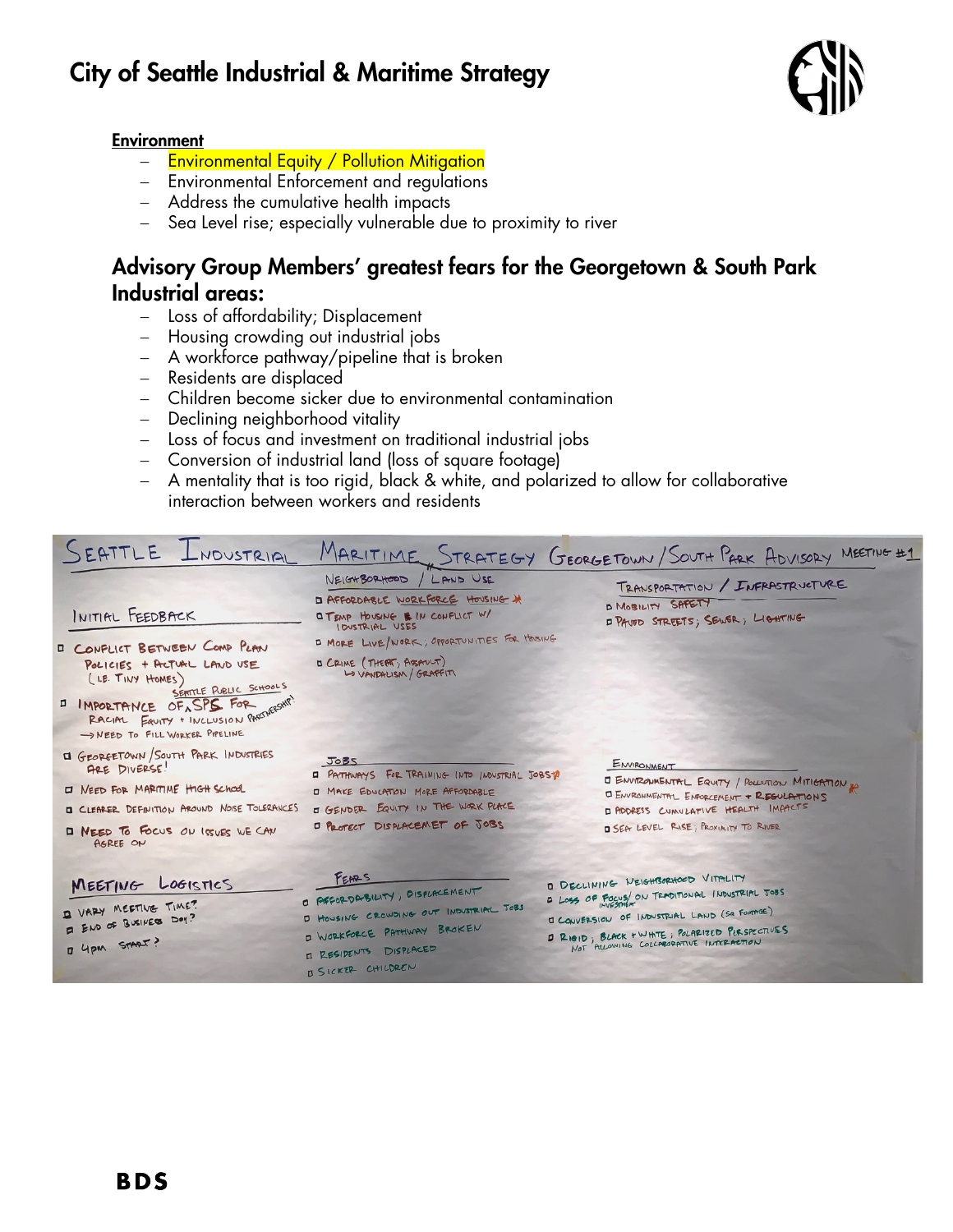**Environment**

- Environmental Equity / Pollution Mitigation
- Environmental Enforcement and regulations
- Address the cumulative health impacts
- Sea Level rise; especially vulnerable due to proximity to river

## Advisory Group Members' greatest fears for the Georgetown & South Park Industrial areas:

- Loss of affordability; Displacement
- Housing crowding out industrial jobs
- A workforce pathway/pipeline that is broken
- Residents are displaced
- Children become sicker due to environmental contamination
- Declining neighborhood vitality
- Loss of focus and investment on traditional industrial jobs
- Conversion of industrial land (loss of square footage)
- A mentality that is too rigid, black & white, and polarized to allow for collaborative interaction between workers and residents